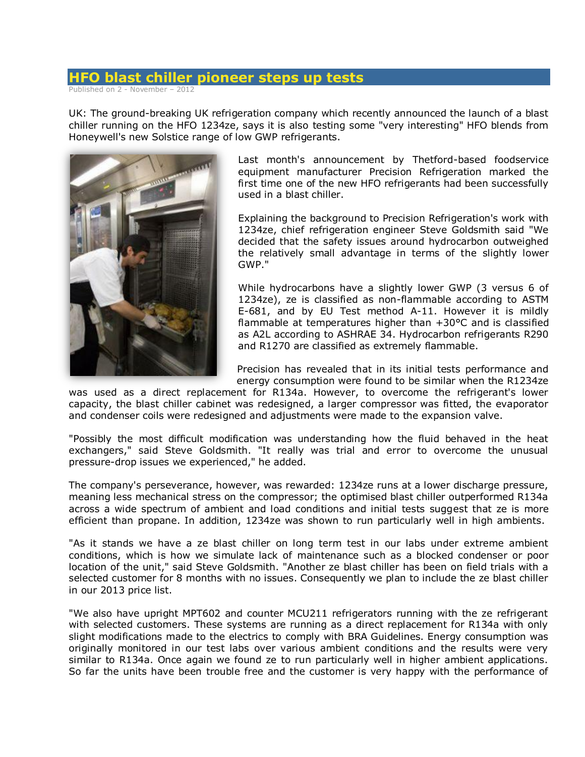# HFO blast chiller pioneer steps up tests

Published on 2 - November – 2012

UK: The ground-breaking UK refrigeration company which recently announced the launch of a blast chiller running on the HFO 1234ze, says it is also testing some "very interesting" HFO blends from Honeywell's new Solstice range of low GWP refrigerants.

Last month's announcement by Thetford-based foodservice equipment manufacturer Precision Refrigeration marked the first time one of the new HFO refrigerants had been successfully used in a blast chiller.

Explaining the background to Precision Refrigeration's work with 1234ze, chief refrigeration engineer Steve Goldsmith said "We decided that the safety issues around hydrocarbon outweighed the relatively small advantage in terms of the slightly lower GWP."

While hydrocarbons have a slightly lower GWP (3 versus 6 of 1234ze), ze is classified as non-flammable according to ASTM E-681, and by EU Test method A-11. However it is mildly flammable at temperatures higher than +30°C and is classified as A2L according to ASHRAE 34. Hydrocarbon refrigerants R290 and R1270 are classified as extremely flammable.

Precision has revealed that in its initial tests performance and energy consumption were found to be similar when the R1234ze was used as a direct replacement for R134a. However, to overcome the refrigerant's lower capacity, the blast chiller cabinet was redesigned, a larger compressor was fitted, the evaporator and condenser coils were redesigned and adjustments were made to the expansion valve.

"Possibly the most difficult modification was understanding how the fluid behaved in the heat exchangers," said Steve Goldsmith. "It really was trial and error to overcome the unusual pressure-drop issues we experienced," he added.

The company's perseverance, however, was rewarded: 1234ze runs at a lower discharge pressure, meaning less mechanical stress on the compressor; the optimised blast chiller outperformed R134a across a wide spectrum of ambient and load conditions and initial tests suggest that ze is more efficient than propane. In addition, 1234ze was shown to run particularly well in high ambients.

"As it stands we have a ze blast chiller on long term test in our labs under extreme ambient conditions, which is how we simulate lack of maintenance such as a blocked condenser or poor location of the unit," said Steve Goldsmith. "Another ze blast chiller has been on field trials with a selected customer for 8 months with no issues. Consequently we plan to include the ze blast chiller in our 2013 price list.

"We also have upright MPT602 and counter MCU211 refrigerators running with the ze refrigerant with selected customers. These systems are running as a direct replacement for R134a with only slight modifications made to the electrics to comply with BRA Guidelines. Energy consumption was originally monitored in our test labs over various ambient conditions and the results were very similar to R134a. Once again we found ze to run particularly well in higher ambient applications. So far the units have been trouble free and the customer is very happy with the performance of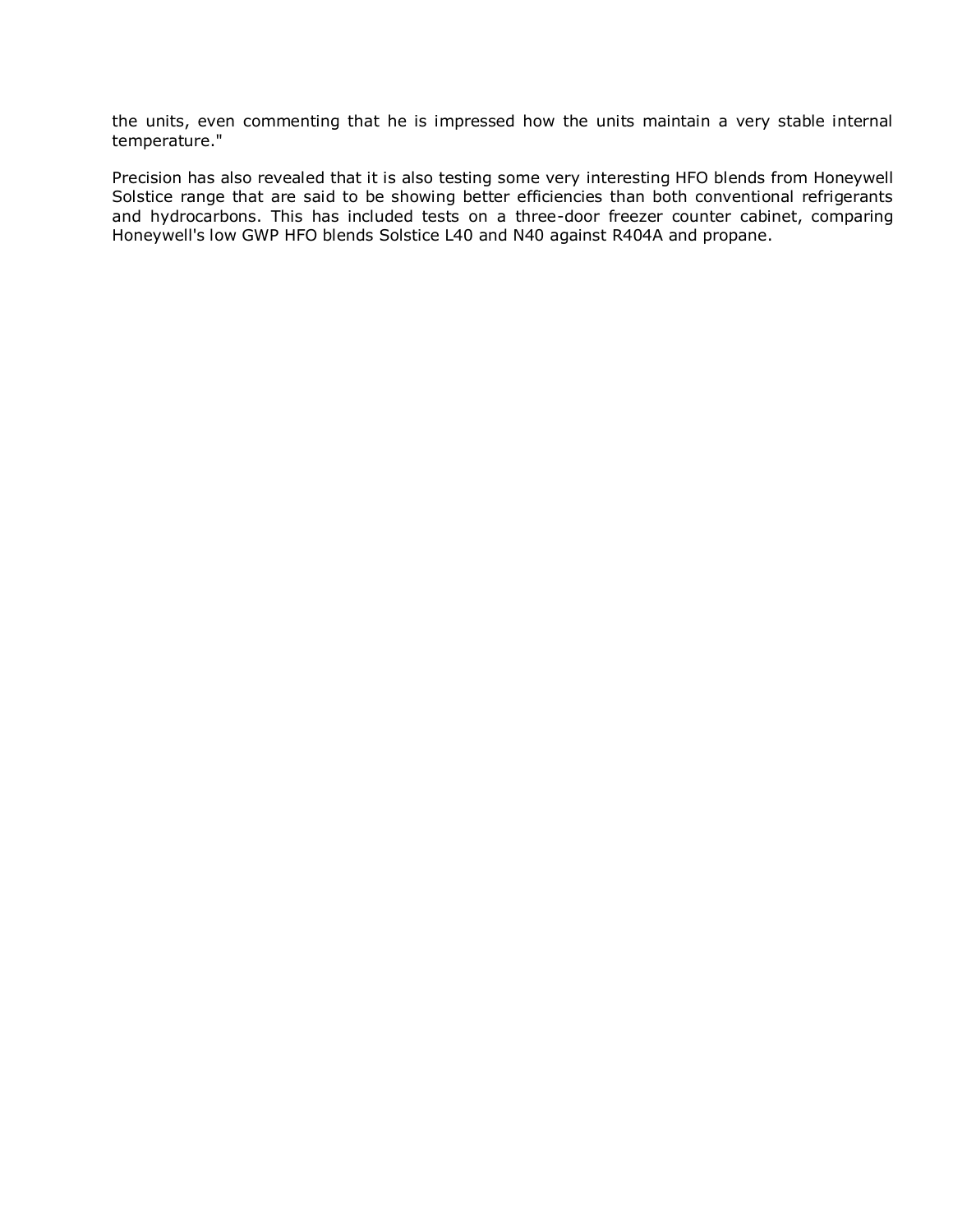the units, even commenting that he is impressed how the units maintain a very stable internal temperature."

Precision has also revealed that it is also testing some very interesting HFO blends from Honeywell Solstice range that are said to be showing better efficiencies than both conventional refrigerants and hydrocarbons. This has included tests on a three-door freezer counter cabinet, comparing Honeywell's low GWP HFO blends Solstice L40 and N40 against R404A and propane.